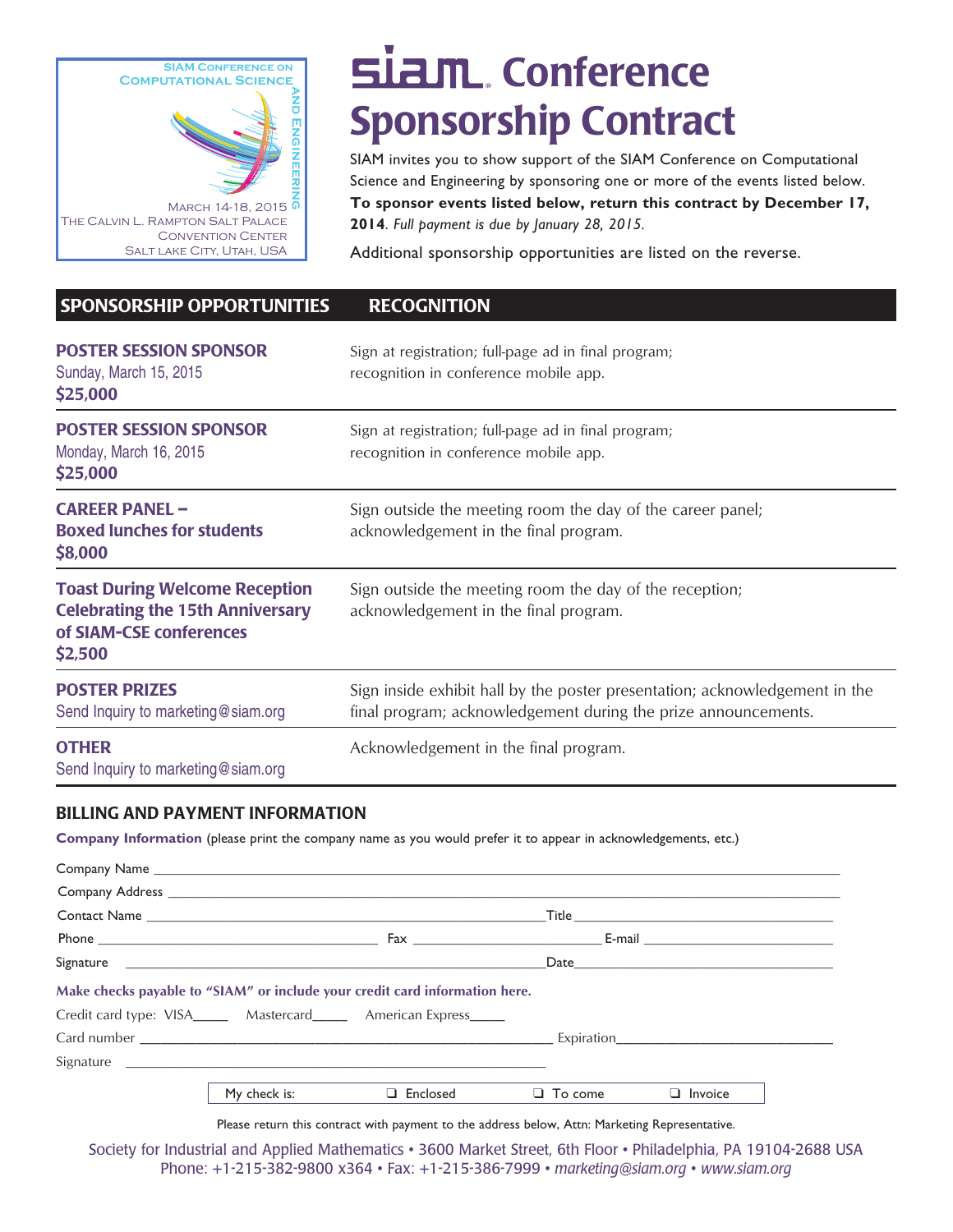SIAM Conference on Computational Science and Engineering

March 14-18, 2015
The Calvin L. Rampton Salt Palace Convention Center
Salt Lake City, Utah, USA

# SIAM Conference Sponsorship Contract

SIAM invites you to show support of the SIAM Conference on Computational Science and Engineering by sponsoring one or more of the events listed below. **To sponsor events listed below, return this contract by December 17, 2014**. *Full payment is due by January 28, 2015.*

Additional sponsorship opportunities are listed on the reverse.

| SPONSORSHIP OPPORTUNITIES | RECOGNITION |
|---|---|
| **POSTER SESSION SPONSOR** Sunday, March 15, 2015 **$25,000** | Sign at registration; full-page ad in final program; recognition in conference mobile app. |
| **POSTER SESSION SPONSOR** Monday, March 16, 2015 **$25,000** | Sign at registration; full-page ad in final program; recognition in conference mobile app. |
| **CAREER PANEL – Boxed lunches for students** **$8,000** | Sign outside the meeting room the day of the career panel; acknowledgement in the final program. |
| **Toast During Welcome Reception Celebrating the 15th Anniversary of SIAM-CSE conferences** **$2,500** | Sign outside the meeting room the day of the reception; acknowledgement in the final program. |
| **POSTER PRIZES** Send Inquiry to marketing@siam.org | Sign inside exhibit hall by the poster presentation; acknowledgement in the final program; acknowledgement during the prize announcements. |
| **OTHER** Send Inquiry to marketing@siam.org | Acknowledgement in the final program. |

## BILLING AND PAYMENT INFORMATION

**Company Information** (please print the company name as you would prefer it to appear in acknowledgements, etc.)

Company Name ______________________________________________

Company Address ______________________________________________

Contact Name ______________________________ Title ______________________

Phone ____________________ Fax ______________ E-mail ______________

Signature ______________________________ Date ______________________

**Make checks payable to "SIAM" or include your credit card information here.**

Credit card type: VISA_____ Mastercard_____ American Express_____

Card number ______________________________ Expiration______________

Signature ______________________________

My check is: ❑ Enclosed ❑ To come ❑ Invoice

Please return this contract with payment to the address below, Attn: Marketing Representative.

Society for Industrial and Applied Mathematics • 3600 Market Street, 6th Floor • Philadelphia, PA 19104-2688 USA
Phone: +1-215-382-9800 x364 • Fax: +1-215-386-7999 • *marketing@siam.org* • *www.siam.org*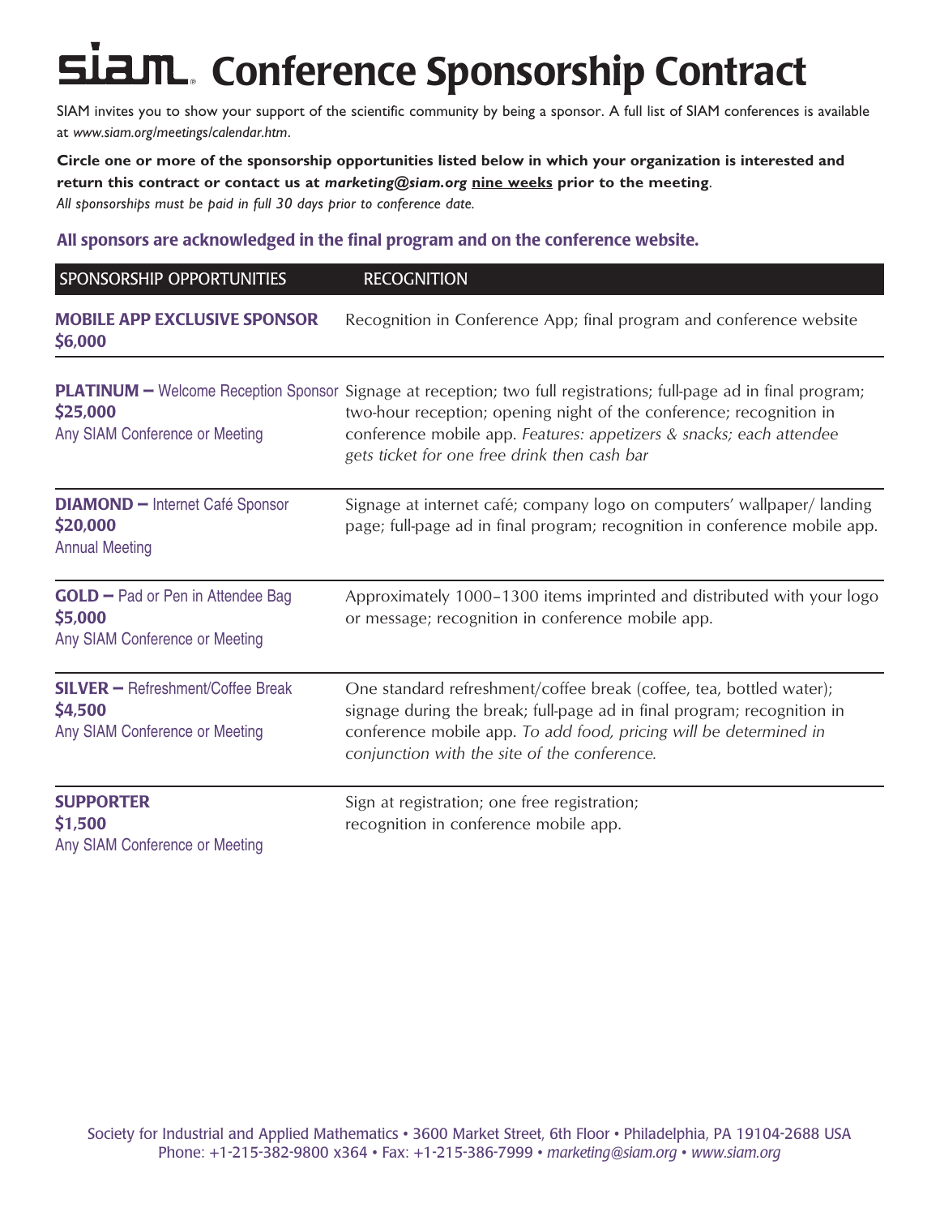# SIAM Conference Sponsorship Contract

SIAM invites you to show your support of the scientific community by being a sponsor. A full list of SIAM conferences is available at *www.siam.org/meetings/calendar.htm*.

**Circle one or more of the sponsorship opportunities listed below in which your organization is interested and return this contract or contact us at *marketing@siam.org* nine weeks prior to the meeting**.

*All sponsorships must be paid in full 30 days prior to conference date.*

**All sponsors are acknowledged in the final program and on the conference website.**

| SPONSORSHIP OPPORTUNITIES | RECOGNITION |
|---|---|
| **MOBILE APP EXCLUSIVE SPONSOR** **$6,000** | Recognition in Conference App; final program and conference website |
| **PLATINUM –** Welcome Reception Sponsor **$25,000** Any SIAM Conference or Meeting | Signage at reception; two full registrations; full-page ad in final program; two-hour reception; opening night of the conference; recognition in conference mobile app. *Features: appetizers & snacks; each attendee gets ticket for one free drink then cash bar* |
| **DIAMOND –** Internet Café Sponsor **$20,000** Annual Meeting | Signage at internet café; company logo on computers' wallpaper/ landing page; full-page ad in final program; recognition in conference mobile app. |
| **GOLD –** Pad or Pen in Attendee Bag **$5,000** Any SIAM Conference or Meeting | Approximately 1000–1300 items imprinted and distributed with your logo or message; recognition in conference mobile app. |
| **SILVER –** Refreshment/Coffee Break **$4,500** Any SIAM Conference or Meeting | One standard refreshment/coffee break (coffee, tea, bottled water); signage during the break; full-page ad in final program; recognition in conference mobile app. *To add food, pricing will be determined in conjunction with the site of the conference.* |
| **SUPPORTER** **$1,500** Any SIAM Conference or Meeting | Sign at registration; one free registration; recognition in conference mobile app. |

Society for Industrial and Applied Mathematics • 3600 Market Street, 6th Floor • Philadelphia, PA 19104-2688 USA
Phone: +1-215-382-9800 x364 • Fax: +1-215-386-7999 • *marketing@siam.org* • *www.siam.org*